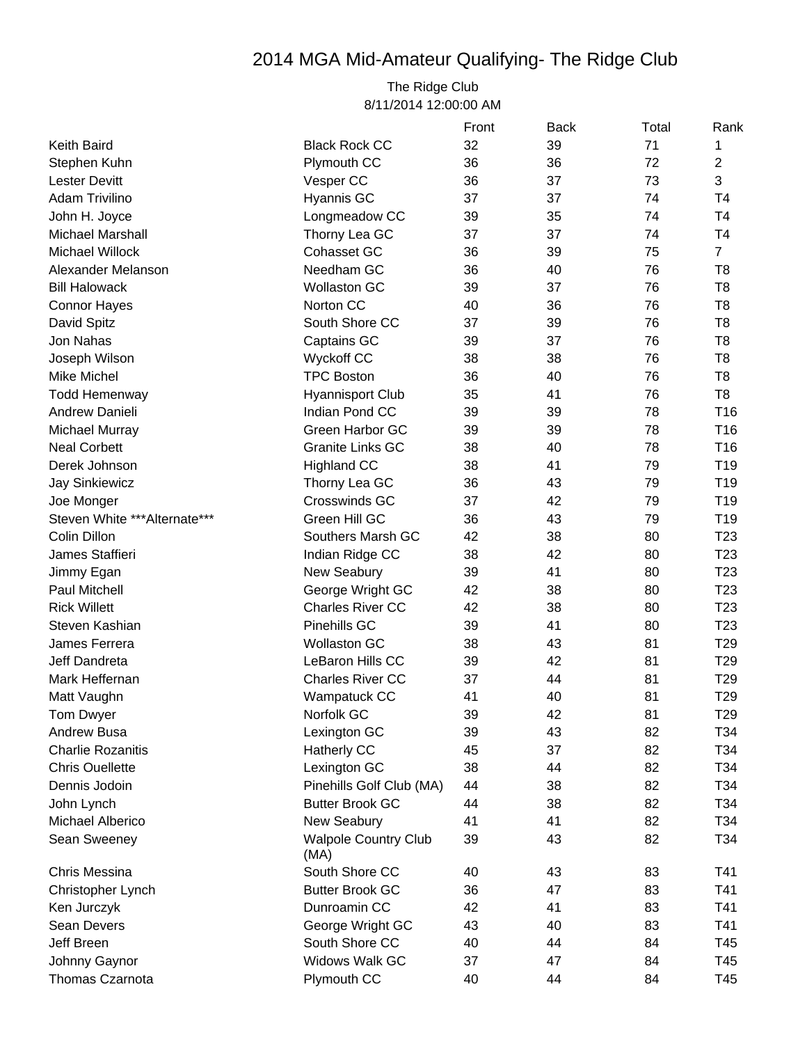# 2014 MGA Mid-Amateur Qualifying- The Ridge Club

The Ridge Club
8/11/2014 12:00:00 AM

| | | Front | Back | Total | Rank |
|---|---|---|---|---|---|
| Keith Baird | Black Rock CC | 32 | 39 | 71 | 1 |
| Stephen Kuhn | Plymouth CC | 36 | 36 | 72 | 2 |
| Lester Devitt | Vesper CC | 36 | 37 | 73 | 3 |
| Adam Trivilino | Hyannis GC | 37 | 37 | 74 | T4 |
| John H. Joyce | Longmeadow CC | 39 | 35 | 74 | T4 |
| Michael Marshall | Thorny Lea GC | 37 | 37 | 74 | T4 |
| Michael Willock | Cohasset GC | 36 | 39 | 75 | 7 |
| Alexander Melanson | Needham GC | 36 | 40 | 76 | T8 |
| Bill Halowack | Wollaston GC | 39 | 37 | 76 | T8 |
| Connor Hayes | Norton CC | 40 | 36 | 76 | T8 |
| David Spitz | South Shore CC | 37 | 39 | 76 | T8 |
| Jon Nahas | Captains GC | 39 | 37 | 76 | T8 |
| Joseph Wilson | Wyckoff CC | 38 | 38 | 76 | T8 |
| Mike Michel | TPC Boston | 36 | 40 | 76 | T8 |
| Todd Hemenway | Hyannisport Club | 35 | 41 | 76 | T8 |
| Andrew Danieli | Indian Pond CC | 39 | 39 | 78 | T16 |
| Michael Murray | Green Harbor GC | 39 | 39 | 78 | T16 |
| Neal Corbett | Granite Links GC | 38 | 40 | 78 | T16 |
| Derek Johnson | Highland CC | 38 | 41 | 79 | T19 |
| Jay Sinkiewicz | Thorny Lea GC | 36 | 43 | 79 | T19 |
| Joe Monger | Crosswinds GC | 37 | 42 | 79 | T19 |
| Steven White ***Alternate*** | Green Hill GC | 36 | 43 | 79 | T19 |
| Colin Dillon | Southers Marsh GC | 42 | 38 | 80 | T23 |
| James Staffieri | Indian Ridge CC | 38 | 42 | 80 | T23 |
| Jimmy Egan | New Seabury | 39 | 41 | 80 | T23 |
| Paul Mitchell | George Wright GC | 42 | 38 | 80 | T23 |
| Rick Willett | Charles River CC | 42 | 38 | 80 | T23 |
| Steven Kashian | Pinehills GC | 39 | 41 | 80 | T23 |
| James Ferrera | Wollaston GC | 38 | 43 | 81 | T29 |
| Jeff Dandreta | LeBaron Hills CC | 39 | 42 | 81 | T29 |
| Mark Heffernan | Charles River CC | 37 | 44 | 81 | T29 |
| Matt Vaughn | Wampatuck CC | 41 | 40 | 81 | T29 |
| Tom Dwyer | Norfolk GC | 39 | 42 | 81 | T29 |
| Andrew Busa | Lexington GC | 39 | 43 | 82 | T34 |
| Charlie Rozanitis | Hatherly CC | 45 | 37 | 82 | T34 |
| Chris Ouellette | Lexington GC | 38 | 44 | 82 | T34 |
| Dennis Jodoin | Pinehills Golf Club (MA) | 44 | 38 | 82 | T34 |
| John Lynch | Butter Brook GC | 44 | 38 | 82 | T34 |
| Michael Alberico | New Seabury | 41 | 41 | 82 | T34 |
| Sean Sweeney | Walpole Country Club (MA) | 39 | 43 | 82 | T34 |
| Chris Messina | South Shore CC | 40 | 43 | 83 | T41 |
| Christopher Lynch | Butter Brook GC | 36 | 47 | 83 | T41 |
| Ken Jurczyk | Dunroamin CC | 42 | 41 | 83 | T41 |
| Sean Devers | George Wright GC | 43 | 40 | 83 | T41 |
| Jeff Breen | South Shore CC | 40 | 44 | 84 | T45 |
| Johnny Gaynor | Widows Walk GC | 37 | 47 | 84 | T45 |
| Thomas Czarnota | Plymouth CC | 40 | 44 | 84 | T45 |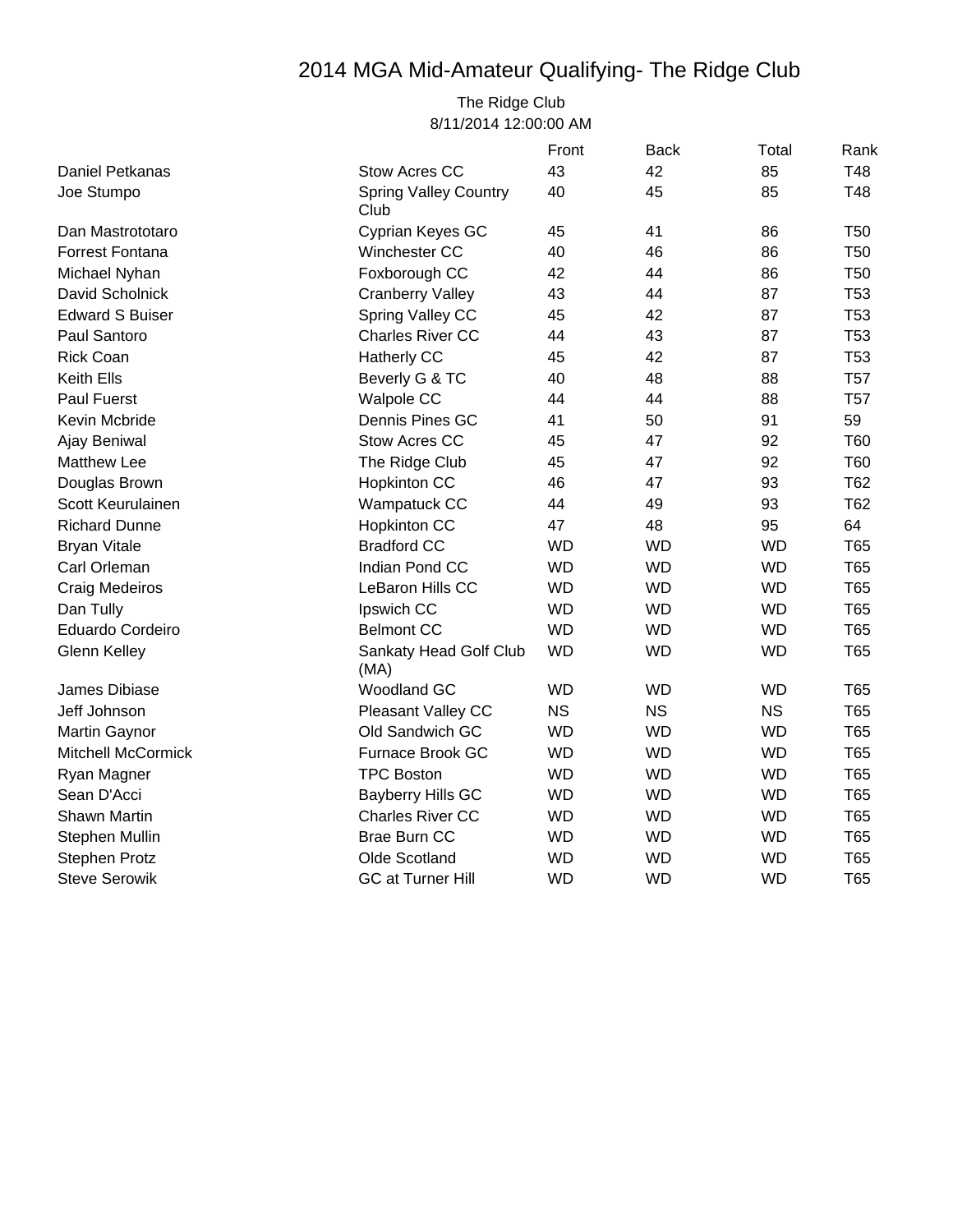# 2014 MGA Mid-Amateur Qualifying- The Ridge Club

The Ridge Club
8/11/2014 12:00:00 AM

| | | Front | Back | Total | Rank |
|---|---|---|---|---|---|
| Daniel Petkanas | Stow Acres CC | 43 | 42 | 85 | T48 |
| Joe Stumpo | Spring Valley Country Club | 40 | 45 | 85 | T48 |
| Dan Mastrototaro | Cyprian Keyes GC | 45 | 41 | 86 | T50 |
| Forrest Fontana | Winchester CC | 40 | 46 | 86 | T50 |
| Michael Nyhan | Foxborough CC | 42 | 44 | 86 | T50 |
| David Scholnick | Cranberry Valley | 43 | 44 | 87 | T53 |
| Edward S Buiser | Spring Valley CC | 45 | 42 | 87 | T53 |
| Paul Santoro | Charles River CC | 44 | 43 | 87 | T53 |
| Rick Coan | Hatherly CC | 45 | 42 | 87 | T53 |
| Keith Ells | Beverly G & TC | 40 | 48 | 88 | T57 |
| Paul Fuerst | Walpole CC | 44 | 44 | 88 | T57 |
| Kevin Mcbride | Dennis Pines GC | 41 | 50 | 91 | 59 |
| Ajay Beniwal | Stow Acres CC | 45 | 47 | 92 | T60 |
| Matthew Lee | The Ridge Club | 45 | 47 | 92 | T60 |
| Douglas Brown | Hopkinton CC | 46 | 47 | 93 | T62 |
| Scott Keurulainen | Wampatuck CC | 44 | 49 | 93 | T62 |
| Richard Dunne | Hopkinton CC | 47 | 48 | 95 | 64 |
| Bryan Vitale | Bradford CC | WD | WD | WD | T65 |
| Carl Orleman | Indian Pond CC | WD | WD | WD | T65 |
| Craig Medeiros | LeBaron Hills CC | WD | WD | WD | T65 |
| Dan Tully | Ipswich CC | WD | WD | WD | T65 |
| Eduardo Cordeiro | Belmont CC | WD | WD | WD | T65 |
| Glenn Kelley | Sankaty Head Golf Club (MA) | WD | WD | WD | T65 |
| James Dibiase | Woodland GC | WD | WD | WD | T65 |
| Jeff Johnson | Pleasant Valley CC | NS | NS | NS | T65 |
| Martin Gaynor | Old Sandwich GC | WD | WD | WD | T65 |
| Mitchell McCormick | Furnace Brook GC | WD | WD | WD | T65 |
| Ryan Magner | TPC Boston | WD | WD | WD | T65 |
| Sean D'Acci | Bayberry Hills GC | WD | WD | WD | T65 |
| Shawn Martin | Charles River CC | WD | WD | WD | T65 |
| Stephen Mullin | Brae Burn CC | WD | WD | WD | T65 |
| Stephen Protz | Olde Scotland | WD | WD | WD | T65 |
| Steve Serowik | GC at Turner Hill | WD | WD | WD | T65 |